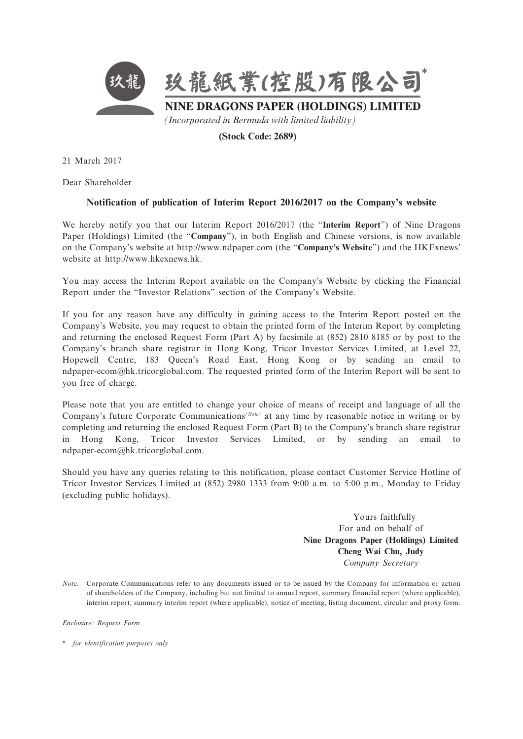# 玖龍紙業(控股)有限公司*

**NINE DRAGONS PAPER (HOLDINGS) LIMITED**

*(Incorporated in Bermuda with limited liability)*

**(Stock Code: 2689)**

21 March 2017

Dear Shareholder

**Notification of publication of Interim Report 2016/2017 on the Company's website**

We hereby notify you that our Interim Report 2016/2017 (the "**Interim Report**") of Nine Dragons Paper (Holdings) Limited (the "**Company**"), in both English and Chinese versions, is now available on the Company's website at http://www.ndpaper.com (the "**Company's Website**") and the HKExnews' website at http://www.hkexnews.hk.

You may access the Interim Report available on the Company's Website by clicking the Financial Report under the "Investor Relations" section of the Company's Website.

If you for any reason have any difficulty in gaining access to the Interim Report posted on the Company's Website, you may request to obtain the printed form of the Interim Report by completing and returning the enclosed Request Form (Part A) by facsimile at (852) 2810 8185 or by post to the Company's branch share registrar in Hong Kong, Tricor Investor Services Limited, at Level 22, Hopewell Centre, 183 Queen's Road East, Hong Kong or by sending an email to ndpaper-ecom@hk.tricorglobal.com. The requested printed form of the Interim Report will be sent to you free of charge.

Please note that you are entitled to change your choice of means of receipt and language of all the Company's future Corporate Communications*(Note)* at any time by reasonable notice in writing or by completing and returning the enclosed Request Form (Part B) to the Company's branch share registrar in Hong Kong, Tricor Investor Services Limited, or by sending an email to ndpaper-ecom@hk.tricorglobal.com.

Should you have any queries relating to this notification, please contact Customer Service Hotline of Tricor Investor Services Limited at (852) 2980 1333 from 9:00 a.m. to 5:00 p.m., Monday to Friday (excluding public holidays).

Yours faithfully
For and on behalf of
**Nine Dragons Paper (Holdings) Limited**
**Cheng Wai Chu, Judy**
*Company Secretary*

*Note:* Corporate Communications refer to any documents issued or to be issued by the Company for information or action of shareholders of the Company, including but not limited to annual report, summary financial report (where applicable), interim report, summary interim report (where applicable), notice of meeting, listing document, circular and proxy form.

*Enclosure: Request Form*

\* *for identification purposes only*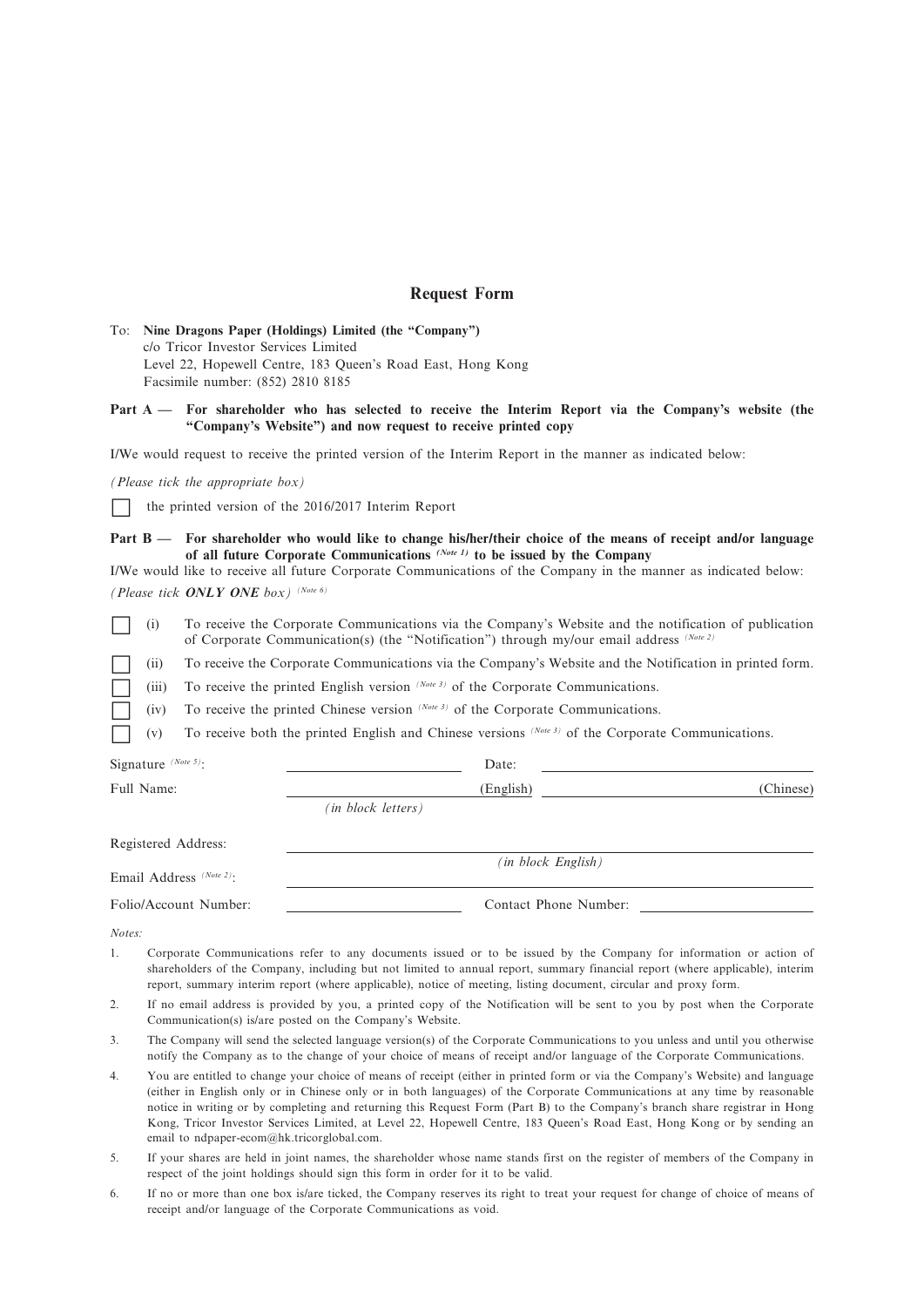# Request Form

To: **Nine Dragons Paper (Holdings) Limited (the "Company")**
c/o Tricor Investor Services Limited
Level 22, Hopewell Centre, 183 Queen's Road East, Hong Kong
Facsimile number: (852) 2810 8185

**Part A — For shareholder who has selected to receive the Interim Report via the Company's website (the "Company's Website") and now request to receive printed copy**

I/We would request to receive the printed version of the Interim Report in the manner as indicated below:

*(Please tick the appropriate box)*

☐ the printed version of the 2016/2017 Interim Report

**Part B — For shareholder who would like to change his/her/their choice of the means of receipt and/or language of all future Corporate Communications *(Note 1)* to be issued by the Company**

I/We would like to receive all future Corporate Communications of the Company in the manner as indicated below:

*(Please tick **ONLY ONE** box) (Note 6)*

☐ (i) To receive the Corporate Communications via the Company's Website and the notification of publication of Corporate Communication(s) (the "Notification") through my/our email address *(Note 2)*

☐ (ii) To receive the Corporate Communications via the Company's Website and the Notification in printed form.

☐ (iii) To receive the printed English version *(Note 3)* of the Corporate Communications.

☐ (iv) To receive the printed Chinese version *(Note 3)* of the Corporate Communications.

☐ (v) To receive both the printed English and Chinese versions *(Note 3)* of the Corporate Communications.

Signature *(Note 5)*: ____________________ Date: ____________________

Full Name: ____________________ (English) ____________________ (Chinese)
*(in block letters)*

Registered Address: ________________________________________
*(in block English)*

Email Address *(Note 2)*: ________________________________________

Folio/Account Number: ____________________ Contact Phone Number: ____________________

*Notes:*

1. Corporate Communications refer to any documents issued or to be issued by the Company for information or action of shareholders of the Company, including but not limited to annual report, summary financial report (where applicable), interim report, summary interim report (where applicable), notice of meeting, listing document, circular and proxy form.
2. If no email address is provided by you, a printed copy of the Notification will be sent to you by post when the Corporate Communication(s) is/are posted on the Company's Website.
3. The Company will send the selected language version(s) of the Corporate Communications to you unless and until you otherwise notify the Company as to the change of your choice of means of receipt and/or language of the Corporate Communications.
4. You are entitled to change your choice of means of receipt (either in printed form or via the Company's Website) and language (either in English only or in Chinese only or in both languages) of the Corporate Communications at any time by reasonable notice in writing or by completing and returning this Request Form (Part B) to the Company's branch share registrar in Hong Kong, Tricor Investor Services Limited, at Level 22, Hopewell Centre, 183 Queen's Road East, Hong Kong or by sending an email to ndpaper-ecom@hk.tricorglobal.com.
5. If your shares are held in joint names, the shareholder whose name stands first on the register of members of the Company in respect of the joint holdings should sign this form in order for it to be valid.
6. If no or more than one box is/are ticked, the Company reserves its right to treat your request for change of choice of means of receipt and/or language of the Corporate Communications as void.